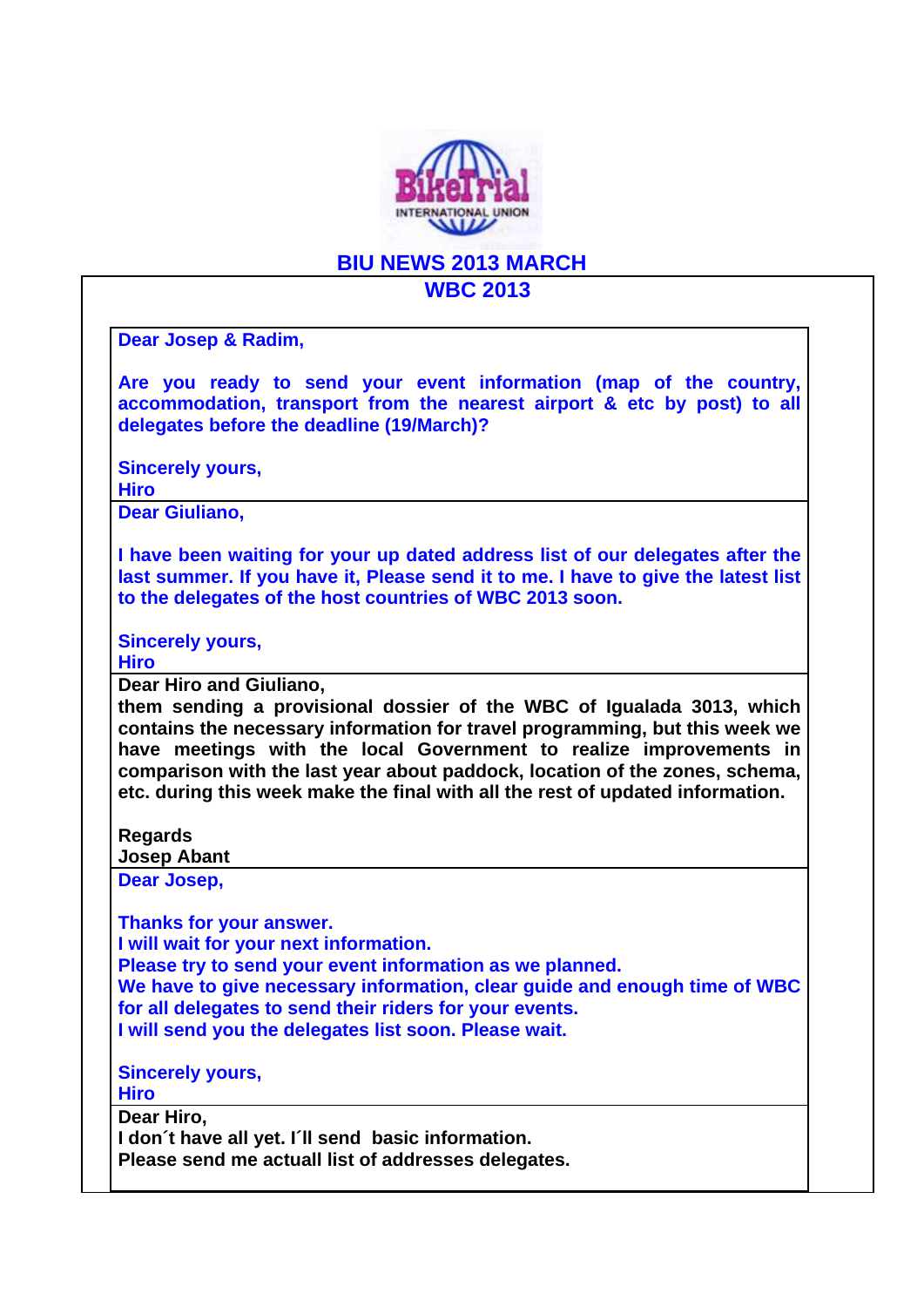# BIU NEWS 2013 MARCH

## WBC 2013

**Dear Josep & Radim,**

**Are you ready to send your event information (map of the country, accommodation, transport from the nearest airport & etc by post) to all delegates before the deadline (19/March)?**

**Sincerely yours,**
**Hiro**

---

**Dear Giuliano,**

**I have been waiting for your up dated address list of our delegates after the last summer. If you have it, Please send it to me. I have to give the latest list to the delegates of the host countries of WBC 2013 soon.**

**Sincerely yours,**
**Hiro**

---

**Dear Hiro and Giuliano,**
**them sending a provisional dossier of the WBC of Igualada 3013, which contains the necessary information for travel programming, but this week we have meetings with the local Government to realize improvements in comparison with the last year about paddock, location of the zones, schema, etc. during this week make the final with all the rest of updated information.**

**Regards**
**Josep Abant**

---

**Dear Josep,**

**Thanks for your answer.**
**I will wait for your next information.**
**Please try to send your event information as we planned.**
**We have to give necessary information, clear guide and enough time of WBC for all delegates to send their riders for your events.**
**I will send you the delegates list soon. Please wait.**

**Sincerely yours,**
**Hiro**

---

**Dear Hiro,**
**I don´t have all yet. I´ll send basic information.**
**Please send me actuall list of addresses delegates.**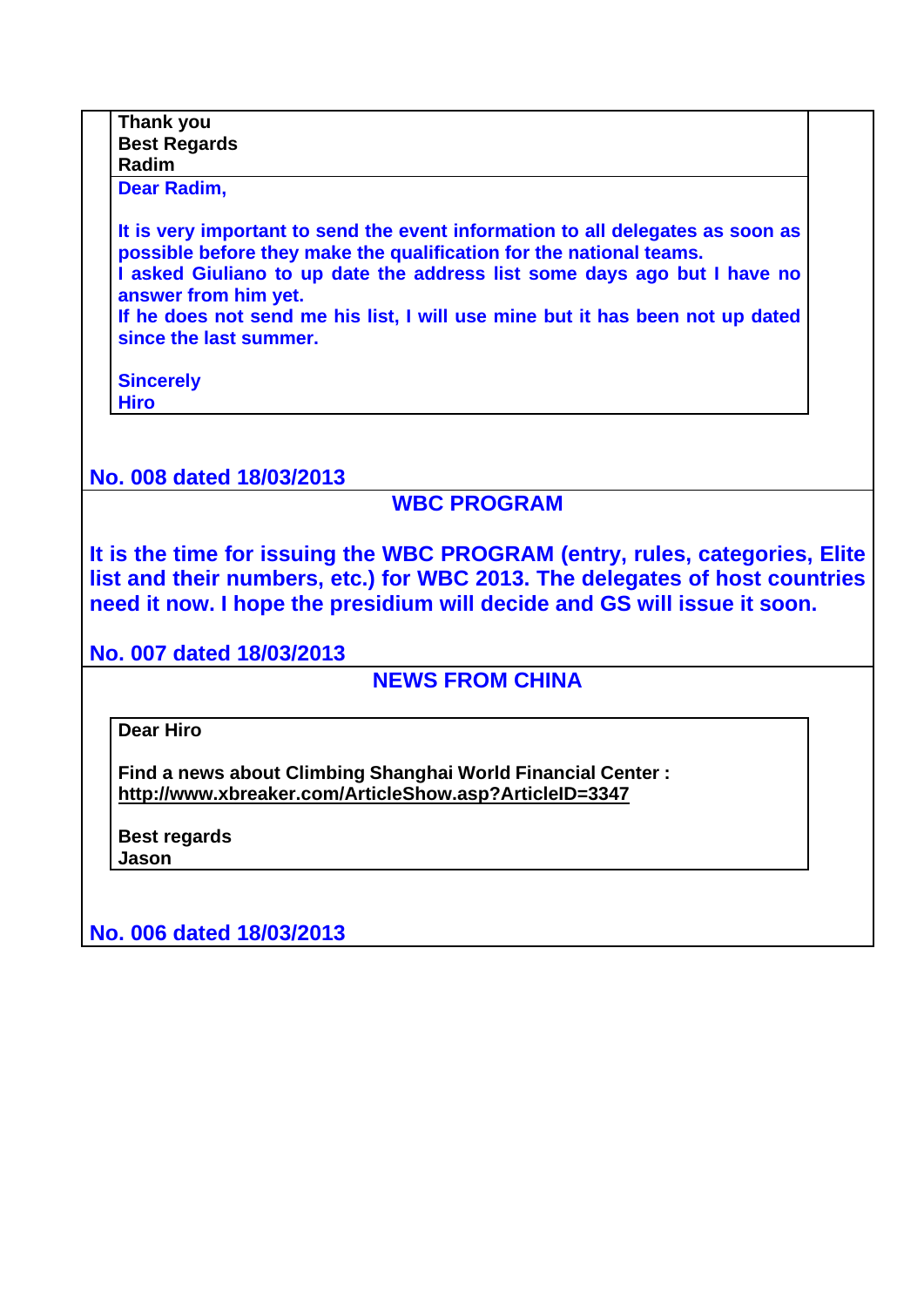Thank you
Best Regards
Radim

Dear Radim,

It is very important to send the event information to all delegates as soon as possible before they make the qualification for the national teams.
I asked Giuliano to up date the address list some days ago but I have no answer from him yet.
If he does not send me his list, I will use mine but it has been not up dated since the last summer.

Sincerely
Hiro

**No. 008 dated 18/03/2013**

## WBC PROGRAM

**It is the time for issuing the WBC PROGRAM (entry, rules, categories, Elite list and their numbers, etc.) for WBC 2013. The delegates of host countries need it now. I hope the presidium will decide and GS will issue it soon.**

**No. 007 dated 18/03/2013**

## NEWS FROM CHINA

Dear Hiro

Find a news about Climbing Shanghai World Financial Center : http://www.xbreaker.com/ArticleShow.asp?ArticleID=3347

Best regards
Jason

**No. 006 dated 18/03/2013**